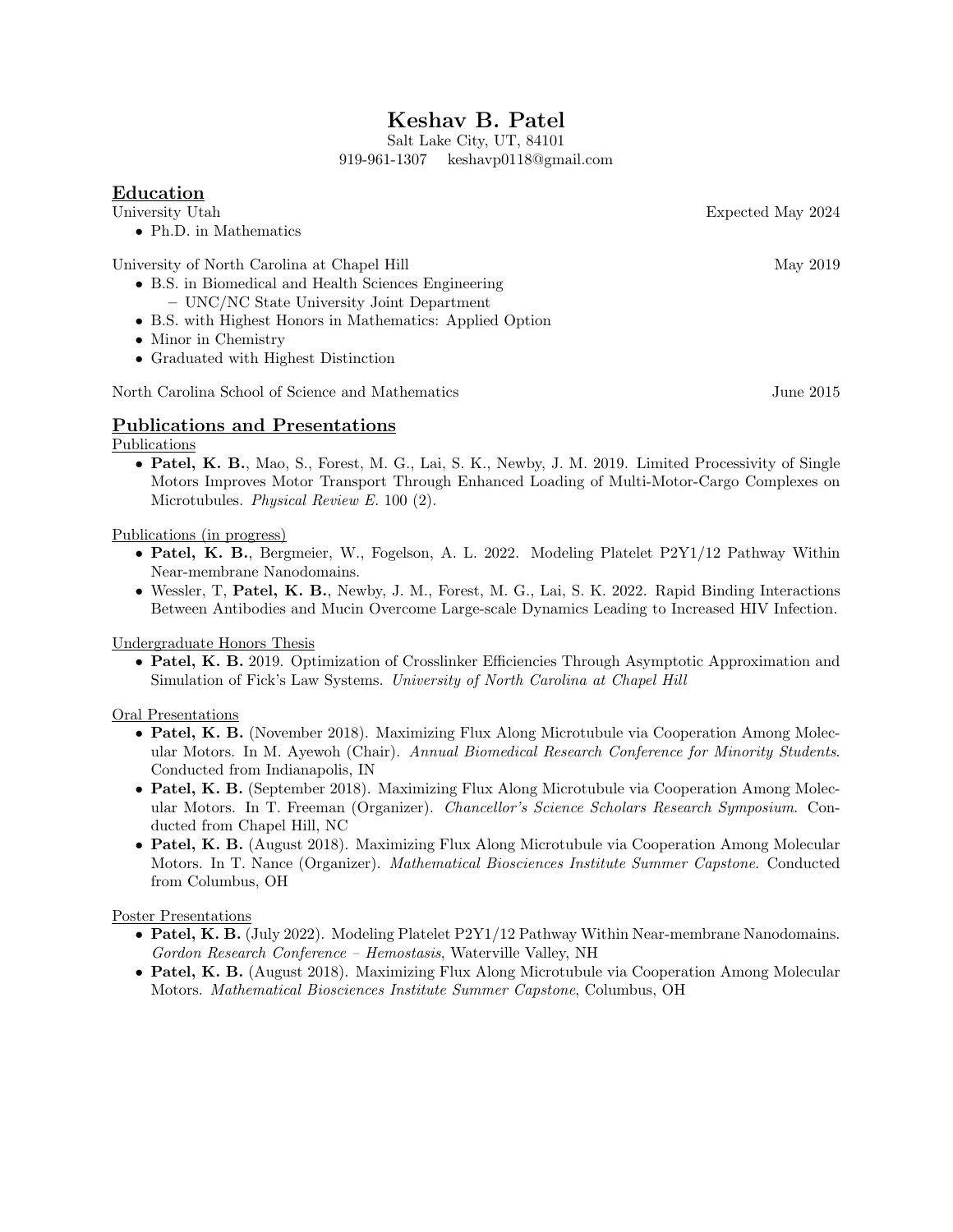# Keshav B. Patel

Salt Lake City, UT, 84101

919-961-1307 keshavp0118@gmail.com

## Education

University Utah — Expected May 2024

- Ph.D. in Mathematics

University of North Carolina at Chapel Hill — May 2019

- B.S. in Biomedical and Health Sciences Engineering
  - UNC/NC State University Joint Department
- B.S. with Highest Honors in Mathematics: Applied Option
- Minor in Chemistry
- Graduated with Highest Distinction

North Carolina School of Science and Mathematics — June 2015

## Publications and Presentations

### Publications

- **Patel, K. B.**, Mao, S., Forest, M. G., Lai, S. K., Newby, J. M. 2019. Limited Processivity of Single Motors Improves Motor Transport Through Enhanced Loading of Multi-Motor-Cargo Complexes on Microtubules. *Physical Review E*. 100 (2).

### Publications (in progress)

- **Patel, K. B.**, Bergmeier, W., Fogelson, A. L. 2022. Modeling Platelet P2Y1/12 Pathway Within Near-membrane Nanodomains.
- Wessler, T, **Patel, K. B.**, Newby, J. M., Forest, M. G., Lai, S. K. 2022. Rapid Binding Interactions Between Antibodies and Mucin Overcome Large-scale Dynamics Leading to Increased HIV Infection.

### Undergraduate Honors Thesis

- **Patel, K. B.** 2019. Optimization of Crosslinker Efficiencies Through Asymptotic Approximation and Simulation of Fick's Law Systems. *University of North Carolina at Chapel Hill*

### Oral Presentations

- **Patel, K. B.** (November 2018). Maximizing Flux Along Microtubule via Cooperation Among Molecular Motors. In M. Ayewoh (Chair). *Annual Biomedical Research Conference for Minority Students*. Conducted from Indianapolis, IN
- **Patel, K. B.** (September 2018). Maximizing Flux Along Microtubule via Cooperation Among Molecular Motors. In T. Freeman (Organizer). *Chancellor's Science Scholars Research Symposium*. Conducted from Chapel Hill, NC
- **Patel, K. B.** (August 2018). Maximizing Flux Along Microtubule via Cooperation Among Molecular Motors. In T. Nance (Organizer). *Mathematical Biosciences Institute Summer Capstone*. Conducted from Columbus, OH

### Poster Presentations

- **Patel, K. B.** (July 2022). Modeling Platelet P2Y1/12 Pathway Within Near-membrane Nanodomains. *Gordon Research Conference – Hemostasis*, Waterville Valley, NH
- **Patel, K. B.** (August 2018). Maximizing Flux Along Microtubule via Cooperation Among Molecular Motors. *Mathematical Biosciences Institute Summer Capstone*, Columbus, OH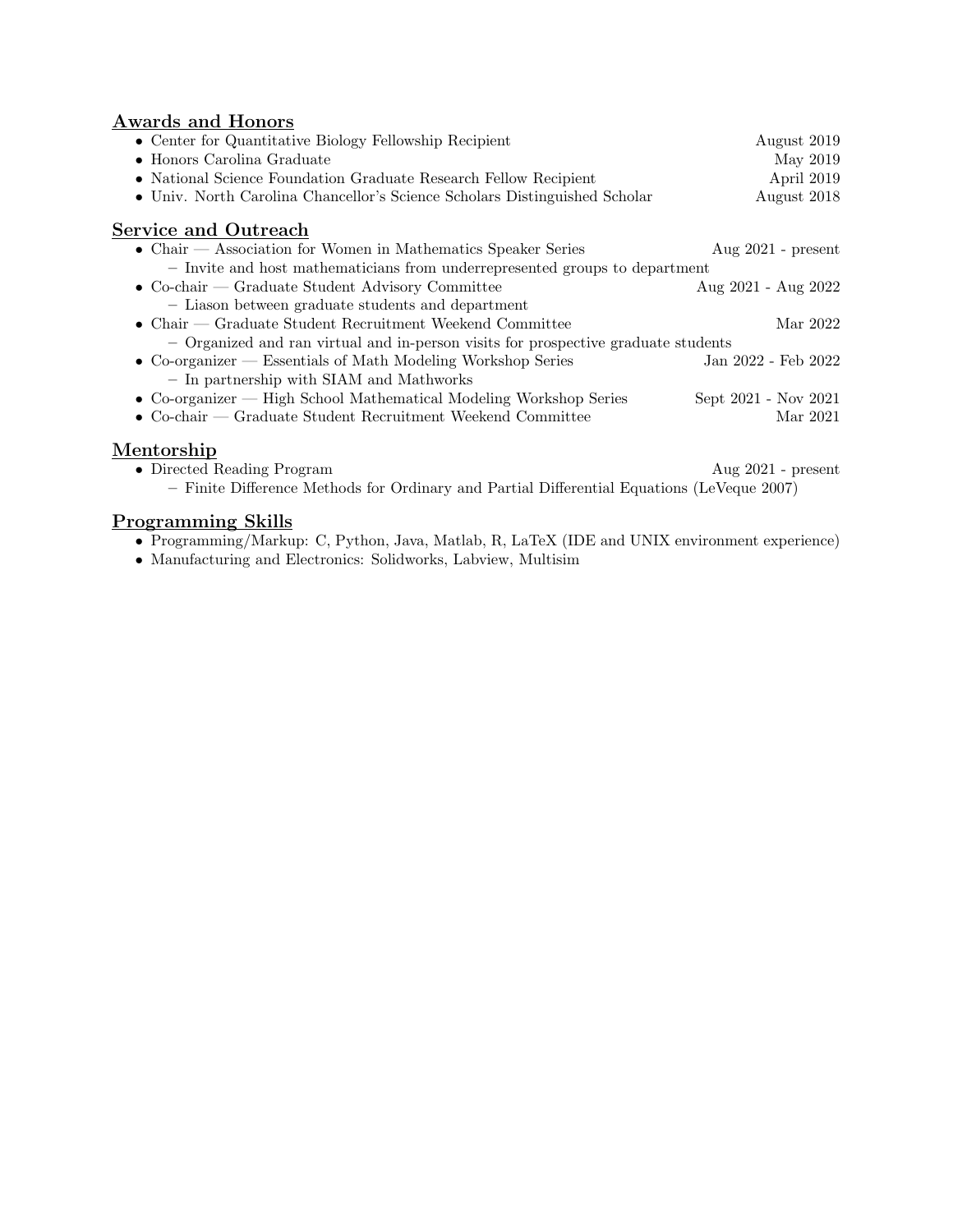## Awards and Honors

- Center for Quantitative Biology Fellowship Recipient — August 2019
- Honors Carolina Graduate — May 2019
- National Science Foundation Graduate Research Fellow Recipient — April 2019
- Univ. North Carolina Chancellor's Science Scholars Distinguished Scholar — August 2018

## Service and Outreach

- Chair — Association for Women in Mathematics Speaker Series — Aug 2021 - present
  - Invite and host mathematicians from underrepresented groups to department
- Co-chair — Graduate Student Advisory Committee — Aug 2021 - Aug 2022
  - Liason between graduate students and department
- Chair — Graduate Student Recruitment Weekend Committee — Mar 2022
  - Organized and ran virtual and in-person visits for prospective graduate students
- Co-organizer — Essentials of Math Modeling Workshop Series — Jan 2022 - Feb 2022
  - In partnership with SIAM and Mathworks
- Co-organizer — High School Mathematical Modeling Workshop Series — Sept 2021 - Nov 2021
- Co-chair — Graduate Student Recruitment Weekend Committee — Mar 2021

## Mentorship

- Directed Reading Program — Aug 2021 - present
  - Finite Difference Methods for Ordinary and Partial Differential Equations (LeVeque 2007)

## Programming Skills

- Programming/Markup: C, Python, Java, Matlab, R, LaTeX (IDE and UNIX environment experience)
- Manufacturing and Electronics: Solidworks, Labview, Multisim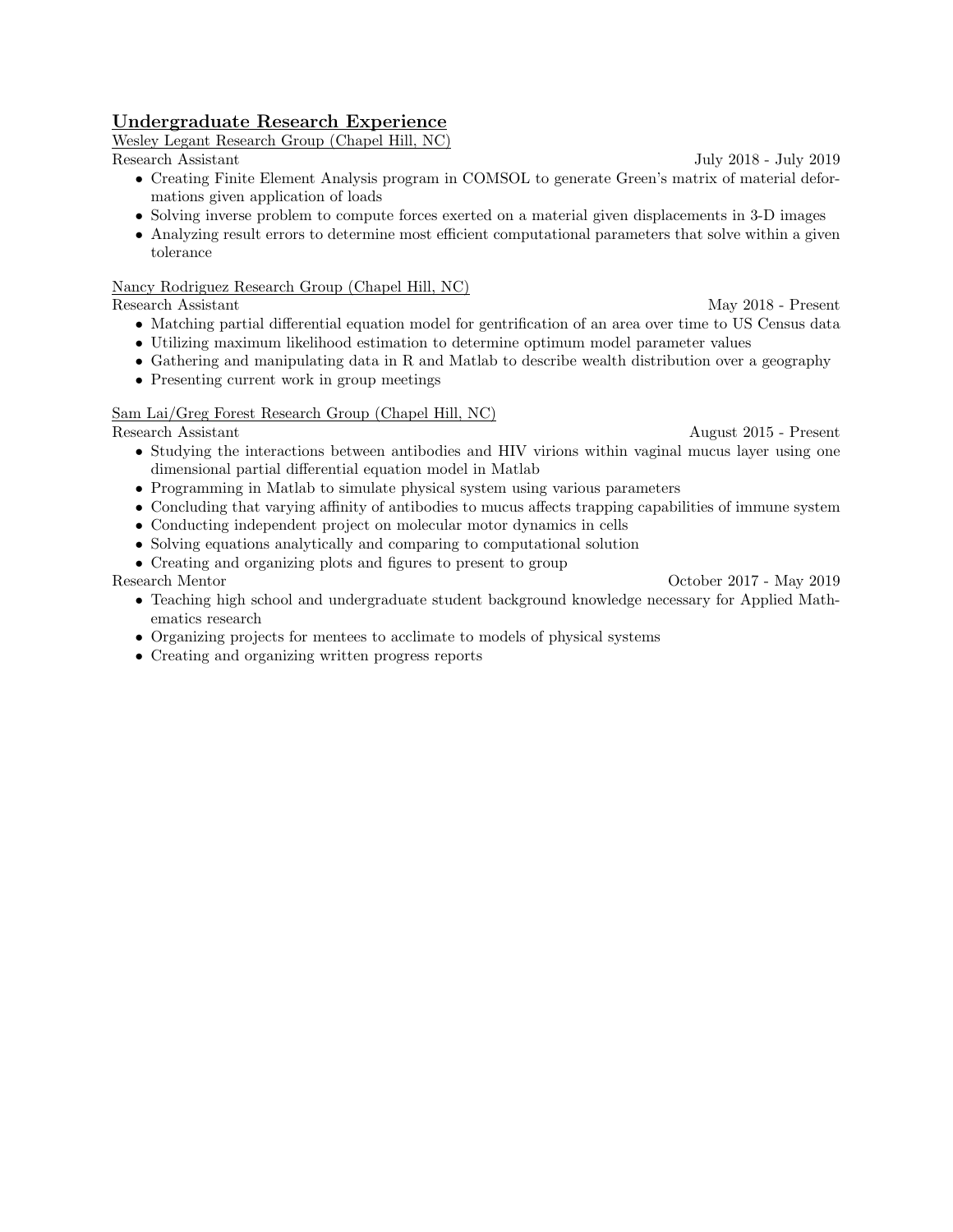## Undergraduate Research Experience

Wesley Legant Research Group (Chapel Hill, NC)

Research Assistant — July 2018 - July 2019

- Creating Finite Element Analysis program in COMSOL to generate Green's matrix of material deformations given application of loads
- Solving inverse problem to compute forces exerted on a material given displacements in 3-D images
- Analyzing result errors to determine most efficient computational parameters that solve within a given tolerance

Nancy Rodriguez Research Group (Chapel Hill, NC)

Research Assistant — May 2018 - Present

- Matching partial differential equation model for gentrification of an area over time to US Census data
- Utilizing maximum likelihood estimation to determine optimum model parameter values
- Gathering and manipulating data in R and Matlab to describe wealth distribution over a geography
- Presenting current work in group meetings

Sam Lai/Greg Forest Research Group (Chapel Hill, NC)

Research Assistant — August 2015 - Present

- Studying the interactions between antibodies and HIV virions within vaginal mucus layer using one dimensional partial differential equation model in Matlab
- Programming in Matlab to simulate physical system using various parameters
- Concluding that varying affinity of antibodies to mucus affects trapping capabilities of immune system
- Conducting independent project on molecular motor dynamics in cells
- Solving equations analytically and comparing to computational solution
- Creating and organizing plots and figures to present to group

Research Mentor — October 2017 - May 2019

- Teaching high school and undergraduate student background knowledge necessary for Applied Mathematics research
- Organizing projects for mentees to acclimate to models of physical systems
- Creating and organizing written progress reports